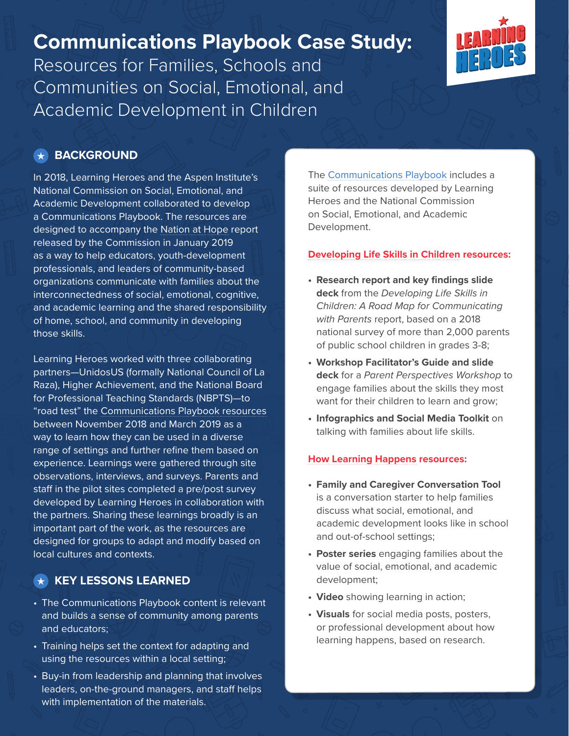# Communications Playbook Case Study:

Resources for Families, Schools and Communities on Social, Emotional, and Academic Development in Children

## BACKGROUND

In 2018, Learning Heroes and the Aspen Institute's National Commission on Social, Emotional, and Academic Development collaborated to develop a Communications Playbook. The resources are designed to accompany the Nation at Hope report released by the Commission in January 2019 as a way to help educators, youth-development professionals, and leaders of community-based organizations communicate with families about the interconnectedness of social, emotional, cognitive, and academic learning and the shared responsibility of home, school, and community in developing those skills.

Learning Heroes worked with three collaborating partners—UnidosUS (formally National Council of La Raza), Higher Achievement, and the National Board for Professional Teaching Standards (NBPTS)—to "road test" the Communications Playbook resources between November 2018 and March 2019 as a way to learn how they can be used in a diverse range of settings and further refine them based on experience. Learnings were gathered through site observations, interviews, and surveys. Parents and staff in the pilot sites completed a pre/post survey developed by Learning Heroes in collaboration with the partners. Sharing these learnings broadly is an important part of the work, as the resources are designed for groups to adapt and modify based on local cultures and contexts.

## KEY LESSONS LEARNED

- The Communications Playbook content is relevant and builds a sense of community among parents and educators;
- Training helps set the context for adapting and using the resources within a local setting;
- Buy-in from leadership and planning that involves leaders, on-the-ground managers, and staff helps with implementation of the materials.

The Communications Playbook includes a suite of resources developed by Learning Heroes and the National Commission on Social, Emotional, and Academic Development.

**Developing Life Skills in Children resources:**

- **Research report and key findings slide deck** from the *Developing Life Skills in Children: A Road Map for Communicating with Parents* report, based on a 2018 national survey of more than 2,000 parents of public school children in grades 3-8;
- **Workshop Facilitator's Guide and slide deck** for a *Parent Perspectives Workshop* to engage families about the skills they most want for their children to learn and grow;
- **Infographics and Social Media Toolkit** on talking with families about life skills.

**How Learning Happens resources:**

- **Family and Caregiver Conversation Tool** is a conversation starter to help families discuss what social, emotional, and academic development looks like in school and out-of-school settings;
- **Poster series** engaging families about the value of social, emotional, and academic development;
- **Video** showing learning in action;
- **Visuals** for social media posts, posters, or professional development about how learning happens, based on research.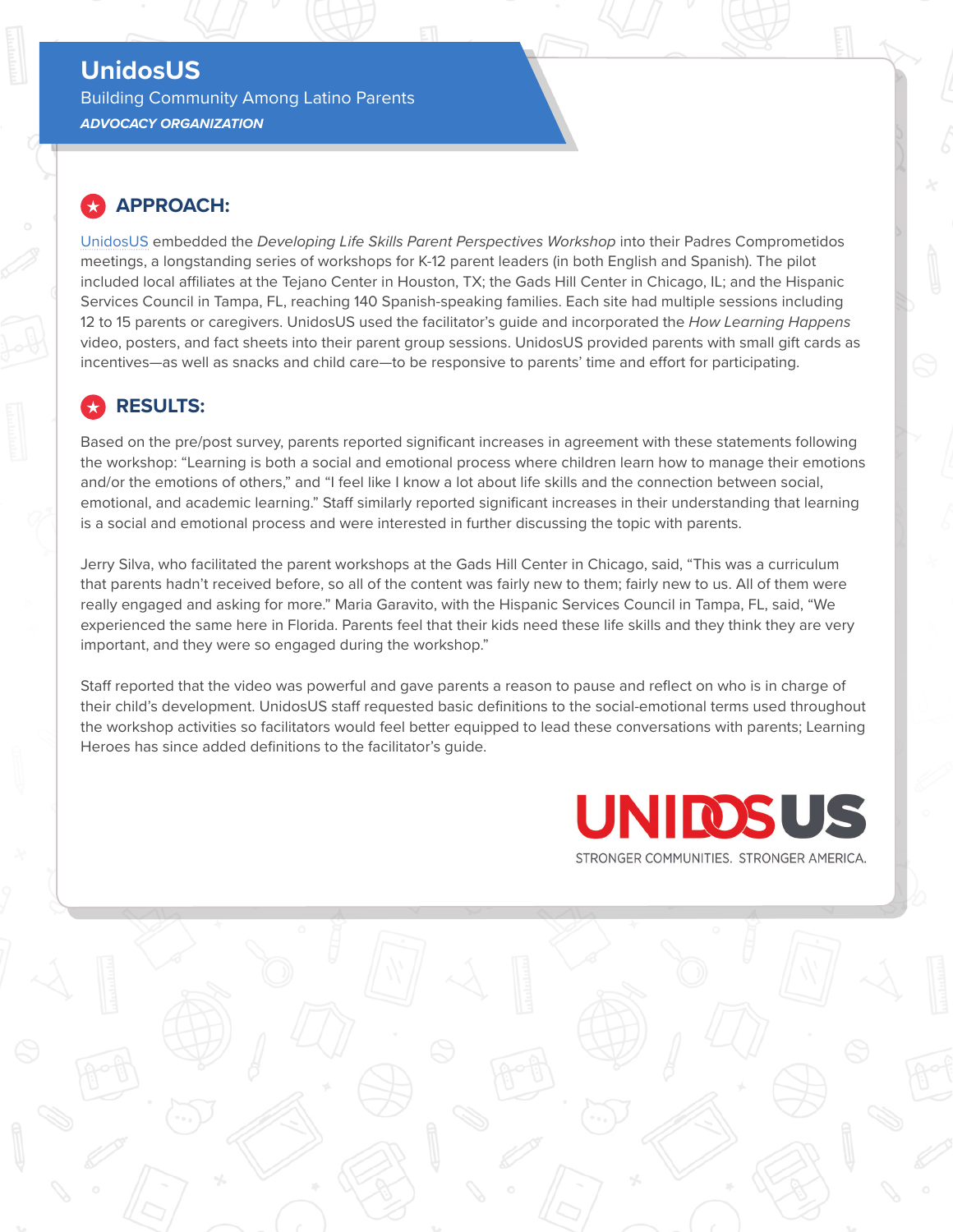# UnidosUS

Building Community Among Latino Parents

***ADVOCACY ORGANIZATION***

## APPROACH:

UnidosUS embedded the *Developing Life Skills Parent Perspectives Workshop* into their Padres Comprometidos meetings, a longstanding series of workshops for K-12 parent leaders (in both English and Spanish). The pilot included local affiliates at the Tejano Center in Houston, TX; the Gads Hill Center in Chicago, IL; and the Hispanic Services Council in Tampa, FL, reaching 140 Spanish-speaking families. Each site had multiple sessions including 12 to 15 parents or caregivers. UnidosUS used the facilitator's guide and incorporated the *How Learning Happens* video, posters, and fact sheets into their parent group sessions. UnidosUS provided parents with small gift cards as incentives—as well as snacks and child care—to be responsive to parents' time and effort for participating.

## RESULTS:

Based on the pre/post survey, parents reported significant increases in agreement with these statements following the workshop: "Learning is both a social and emotional process where children learn how to manage their emotions and/or the emotions of others," and "I feel like I know a lot about life skills and the connection between social, emotional, and academic learning." Staff similarly reported significant increases in their understanding that learning is a social and emotional process and were interested in further discussing the topic with parents.

Jerry Silva, who facilitated the parent workshops at the Gads Hill Center in Chicago, said, "This was a curriculum that parents hadn't received before, so all of the content was fairly new to them; fairly new to us. All of them were really engaged and asking for more." Maria Garavito, with the Hispanic Services Council in Tampa, FL, said, "We experienced the same here in Florida. Parents feel that their kids need these life skills and they think they are very important, and they were so engaged during the workshop."

Staff reported that the video was powerful and gave parents a reason to pause and reflect on who is in charge of their child's development. UnidosUS staff requested basic definitions to the social-emotional terms used throughout the workshop activities so facilitators would feel better equipped to lead these conversations with parents; Learning Heroes has since added definitions to the facilitator's guide.

UNIDOSUS

STRONGER COMMUNITIES. STRONGER AMERICA.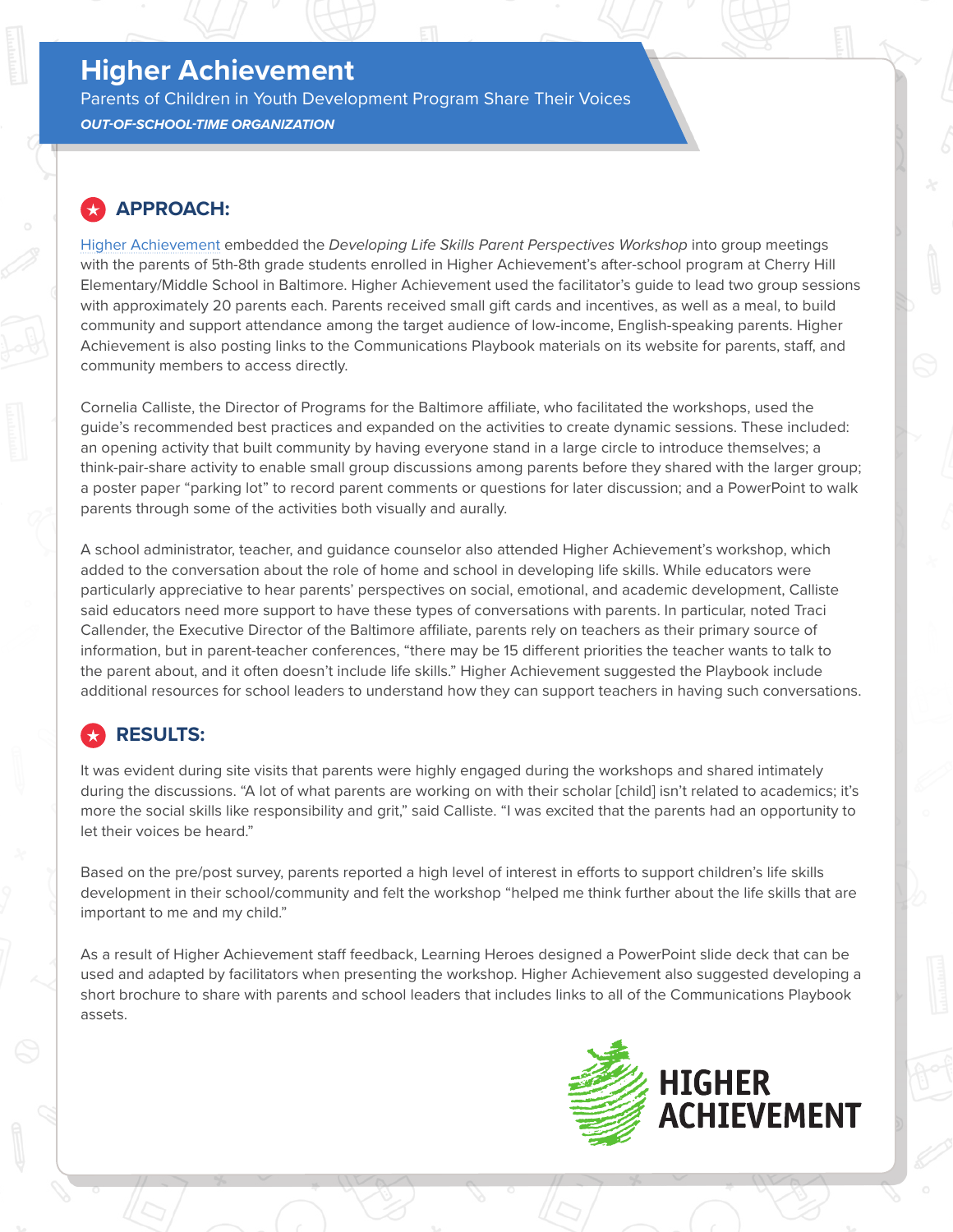# Higher Achievement

Parents of Children in Youth Development Program Share Their Voices

***OUT-OF-SCHOOL-TIME ORGANIZATION***

## APPROACH:

Higher Achievement embedded the *Developing Life Skills Parent Perspectives Workshop* into group meetings with the parents of 5th-8th grade students enrolled in Higher Achievement's after-school program at Cherry Hill Elementary/Middle School in Baltimore. Higher Achievement used the facilitator's guide to lead two group sessions with approximately 20 parents each. Parents received small gift cards and incentives, as well as a meal, to build community and support attendance among the target audience of low-income, English-speaking parents. Higher Achievement is also posting links to the Communications Playbook materials on its website for parents, staff, and community members to access directly.

Cornelia Calliste, the Director of Programs for the Baltimore affiliate, who facilitated the workshops, used the guide's recommended best practices and expanded on the activities to create dynamic sessions. These included: an opening activity that built community by having everyone stand in a large circle to introduce themselves; a think-pair-share activity to enable small group discussions among parents before they shared with the larger group; a poster paper "parking lot" to record parent comments or questions for later discussion; and a PowerPoint to walk parents through some of the activities both visually and aurally.

A school administrator, teacher, and guidance counselor also attended Higher Achievement's workshop, which added to the conversation about the role of home and school in developing life skills. While educators were particularly appreciative to hear parents' perspectives on social, emotional, and academic development, Calliste said educators need more support to have these types of conversations with parents. In particular, noted Traci Callender, the Executive Director of the Baltimore affiliate, parents rely on teachers as their primary source of information, but in parent-teacher conferences, "there may be 15 different priorities the teacher wants to talk to the parent about, and it often doesn't include life skills." Higher Achievement suggested the Playbook include additional resources for school leaders to understand how they can support teachers in having such conversations.

## RESULTS:

It was evident during site visits that parents were highly engaged during the workshops and shared intimately during the discussions. "A lot of what parents are working on with their scholar [child] isn't related to academics; it's more the social skills like responsibility and grit," said Calliste. "I was excited that the parents had an opportunity to let their voices be heard."

Based on the pre/post survey, parents reported a high level of interest in efforts to support children's life skills development in their school/community and felt the workshop "helped me think further about the life skills that are important to me and my child."

As a result of Higher Achievement staff feedback, Learning Heroes designed a PowerPoint slide deck that can be used and adapted by facilitators when presenting the workshop. Higher Achievement also suggested developing a short brochure to share with parents and school leaders that includes links to all of the Communications Playbook assets.

HIGHER ACHIEVEMENT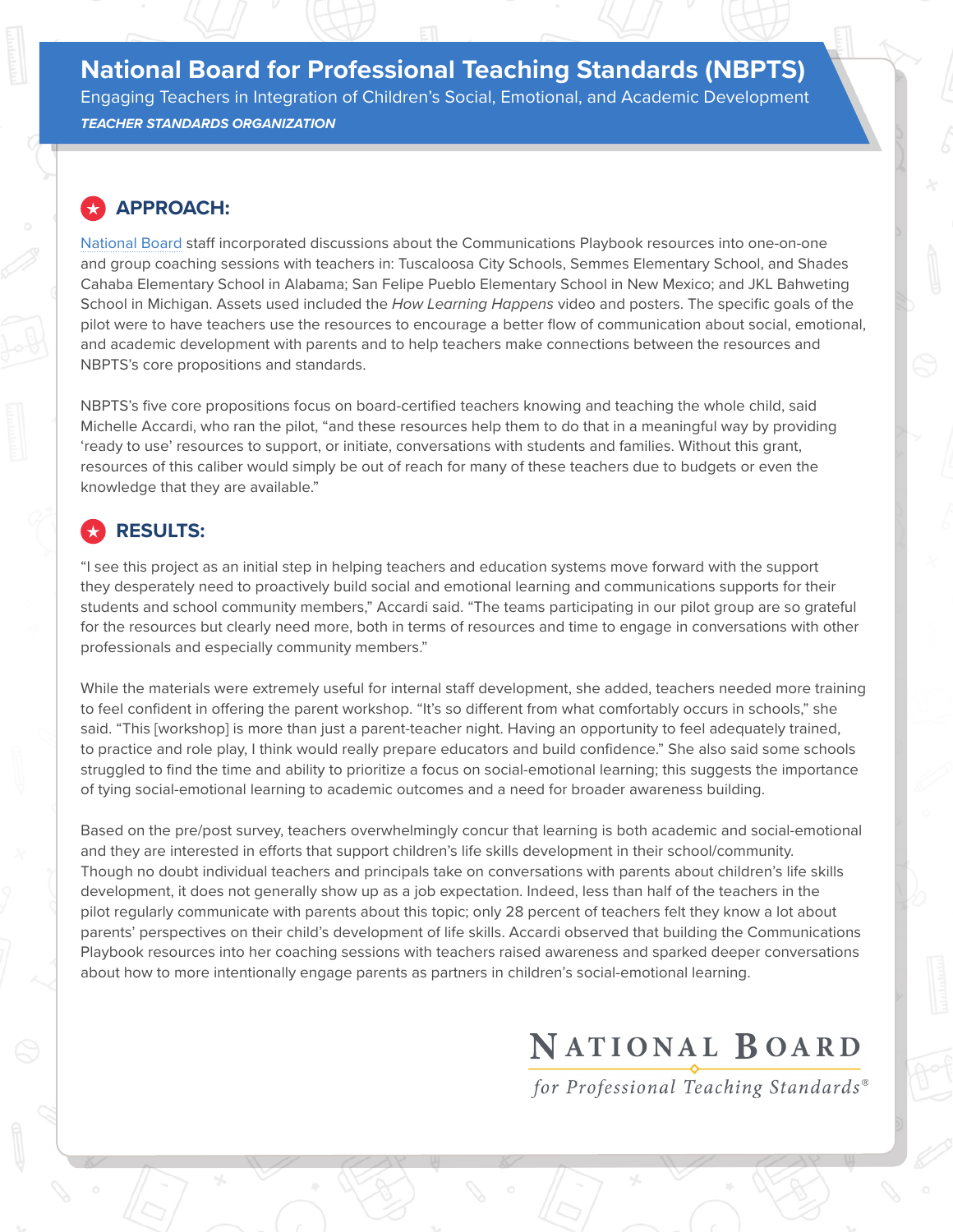# National Board for Professional Teaching Standards (NBPTS)

Engaging Teachers in Integration of Children's Social, Emotional, and Academic Development

***TEACHER STANDARDS ORGANIZATION***

## APPROACH:

National Board staff incorporated discussions about the Communications Playbook resources into one-on-one and group coaching sessions with teachers in: Tuscaloosa City Schools, Semmes Elementary School, and Shades Cahaba Elementary School in Alabama; San Felipe Pueblo Elementary School in New Mexico; and JKL Bahweting School in Michigan. Assets used included the *How Learning Happens* video and posters. The specific goals of the pilot were to have teachers use the resources to encourage a better flow of communication about social, emotional, and academic development with parents and to help teachers make connections between the resources and NBPTS's core propositions and standards.

NBPTS's five core propositions focus on board-certified teachers knowing and teaching the whole child, said Michelle Accardi, who ran the pilot, "and these resources help them to do that in a meaningful way by providing 'ready to use' resources to support, or initiate, conversations with students and families. Without this grant, resources of this caliber would simply be out of reach for many of these teachers due to budgets or even the knowledge that they are available."

## RESULTS:

"I see this project as an initial step in helping teachers and education systems move forward with the support they desperately need to proactively build social and emotional learning and communications supports for their students and school community members," Accardi said. "The teams participating in our pilot group are so grateful for the resources but clearly need more, both in terms of resources and time to engage in conversations with other professionals and especially community members."

While the materials were extremely useful for internal staff development, she added, teachers needed more training to feel confident in offering the parent workshop. "It's so different from what comfortably occurs in schools," she said. "This [workshop] is more than just a parent-teacher night. Having an opportunity to feel adequately trained, to practice and role play, I think would really prepare educators and build confidence." She also said some schools struggled to find the time and ability to prioritize a focus on social-emotional learning; this suggests the importance of tying social-emotional learning to academic outcomes and a need for broader awareness building.

Based on the pre/post survey, teachers overwhelmingly concur that learning is both academic and social-emotional and they are interested in efforts that support children's life skills development in their school/community. Though no doubt individual teachers and principals take on conversations with parents about children's life skills development, it does not generally show up as a job expectation. Indeed, less than half of the teachers in the pilot regularly communicate with parents about this topic; only 28 percent of teachers felt they know a lot about parents' perspectives on their child's development of life skills. Accardi observed that building the Communications Playbook resources into her coaching sessions with teachers raised awareness and sparked deeper conversations about how to more intentionally engage parents as partners in children's social-emotional learning.

NATIONAL BOARD *for Professional Teaching Standards®*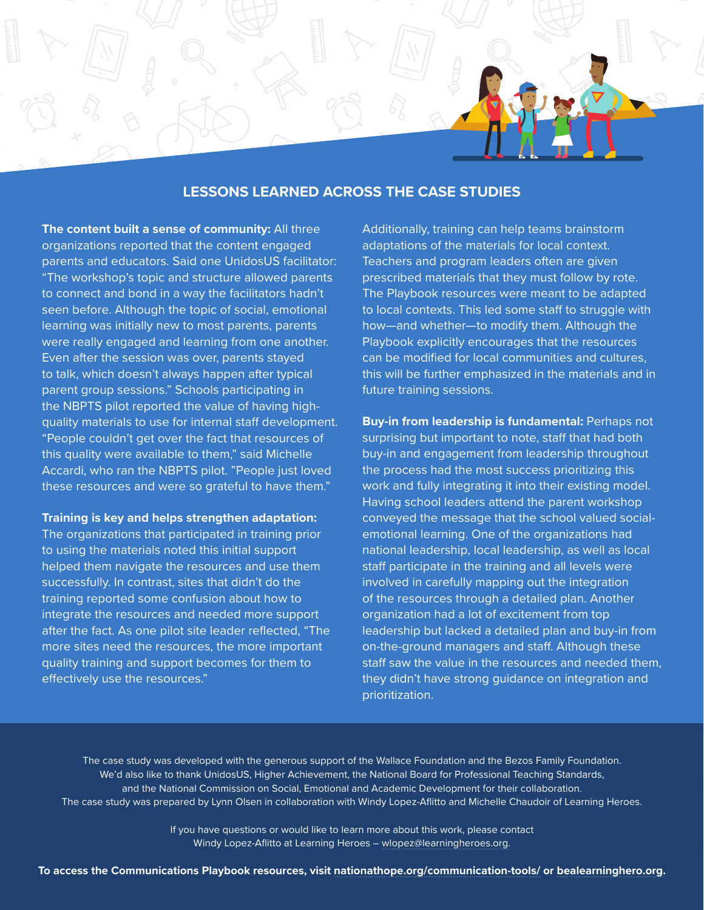## LESSONS LEARNED ACROSS THE CASE STUDIES

**The content built a sense of community:** All three organizations reported that the content engaged parents and educators. Said one UnidosUS facilitator: "The workshop's topic and structure allowed parents to connect and bond in a way the facilitators hadn't seen before. Although the topic of social, emotional learning was initially new to most parents, parents were really engaged and learning from one another. Even after the session was over, parents stayed to talk, which doesn't always happen after typical parent group sessions." Schools participating in the NBPTS pilot reported the value of having high-quality materials to use for internal staff development. "People couldn't get over the fact that resources of this quality were available to them," said Michelle Accardi, who ran the NBPTS pilot. "People just loved these resources and were so grateful to have them."

**Training is key and helps strengthen adaptation:** The organizations that participated in training prior to using the materials noted this initial support helped them navigate the resources and use them successfully. In contrast, sites that didn't do the training reported some confusion about how to integrate the resources and needed more support after the fact. As one pilot site leader reflected, "The more sites need the resources, the more important quality training and support becomes for them to effectively use the resources."

Additionally, training can help teams brainstorm adaptations of the materials for local context. Teachers and program leaders often are given prescribed materials that they must follow by rote. The Playbook resources were meant to be adapted to local contexts. This led some staff to struggle with how—and whether—to modify them. Although the Playbook explicitly encourages that the resources can be modified for local communities and cultures, this will be further emphasized in the materials and in future training sessions.

**Buy-in from leadership is fundamental:** Perhaps not surprising but important to note, staff that had both buy-in and engagement from leadership throughout the process had the most success prioritizing this work and fully integrating it into their existing model. Having school leaders attend the parent workshop conveyed the message that the school valued social-emotional learning. One of the organizations had national leadership, local leadership, as well as local staff participate in the training and all levels were involved in carefully mapping out the integration of the resources through a detailed plan. Another organization had a lot of excitement from top leadership but lacked a detailed plan and buy-in from on-the-ground managers and staff. Although these staff saw the value in the resources and needed them, they didn't have strong guidance on integration and prioritization.

The case study was developed with the generous support of the Wallace Foundation and the Bezos Family Foundation. We'd also like to thank UnidosUS, Higher Achievement, the National Board for Professional Teaching Standards, and the National Commission on Social, Emotional and Academic Development for their collaboration. The case study was prepared by Lynn Olsen in collaboration with Windy Lopez-Aflitto and Michelle Chaudoir of Learning Heroes.

If you have questions or would like to learn more about this work, please contact Windy Lopez-Aflitto at Learning Heroes – wlopez@learningheroes.org.

**To access the Communications Playbook resources, visit nationathope.org/communication-tools/ or bealearninghero.org.**